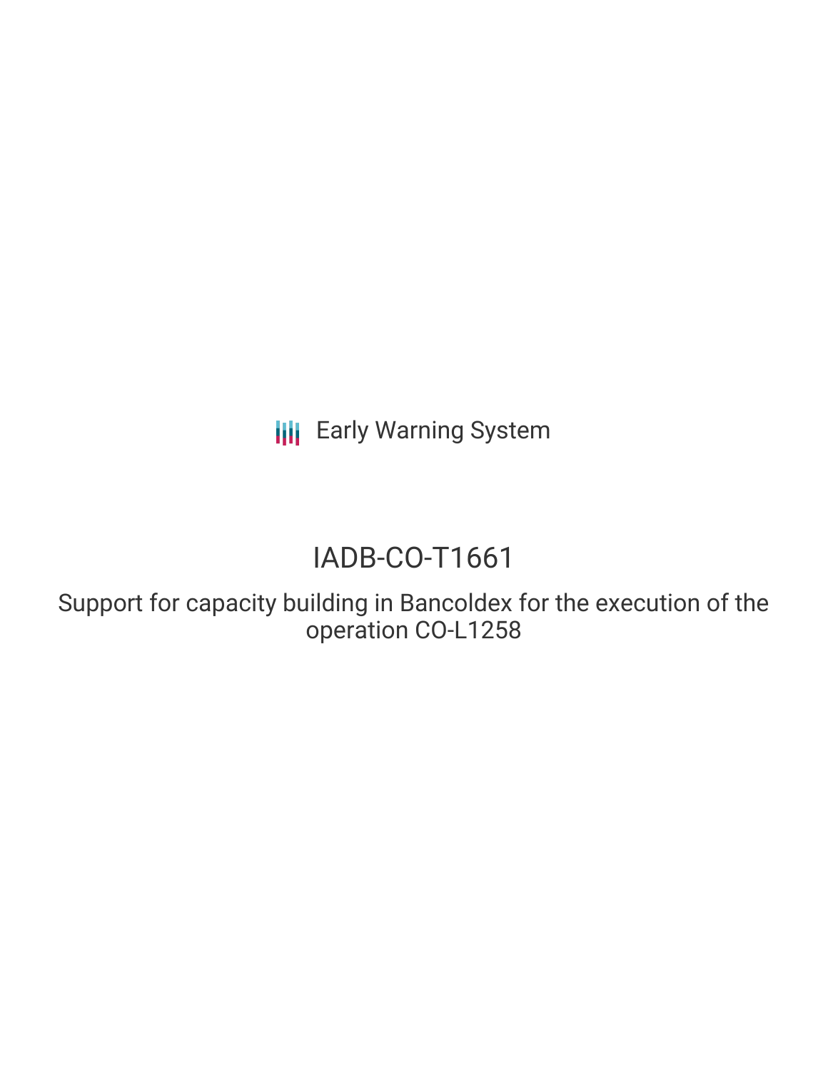Early Warning System

# IADB-CO-T1661

## Support for capacity building in Bancoldex for the execution of the operation CO-L1258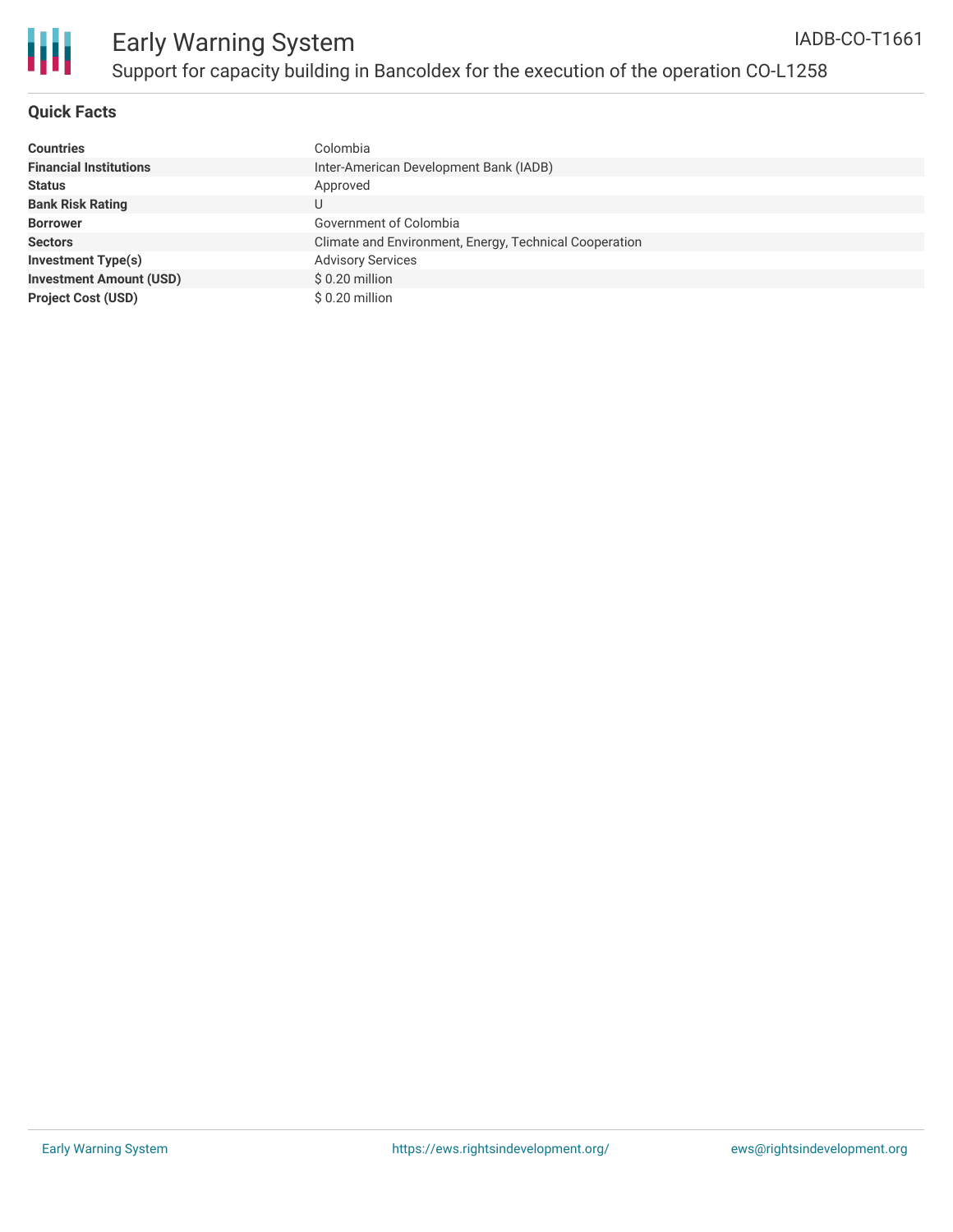# Early Warning System

IADB-CO-T1661

Support for capacity building in Bancoldex for the execution of the operation CO-L1258

## Quick Facts

| | |
|---|---|
| **Countries** | Colombia |
| **Financial Institutions** | Inter-American Development Bank (IADB) |
| **Status** | Approved |
| **Bank Risk Rating** | U |
| **Borrower** | Government of Colombia |
| **Sectors** | Climate and Environment, Energy, Technical Cooperation |
| **Investment Type(s)** | Advisory Services |
| **Investment Amount (USD)** | $ 0.20 million |
| **Project Cost (USD)** | $ 0.20 million |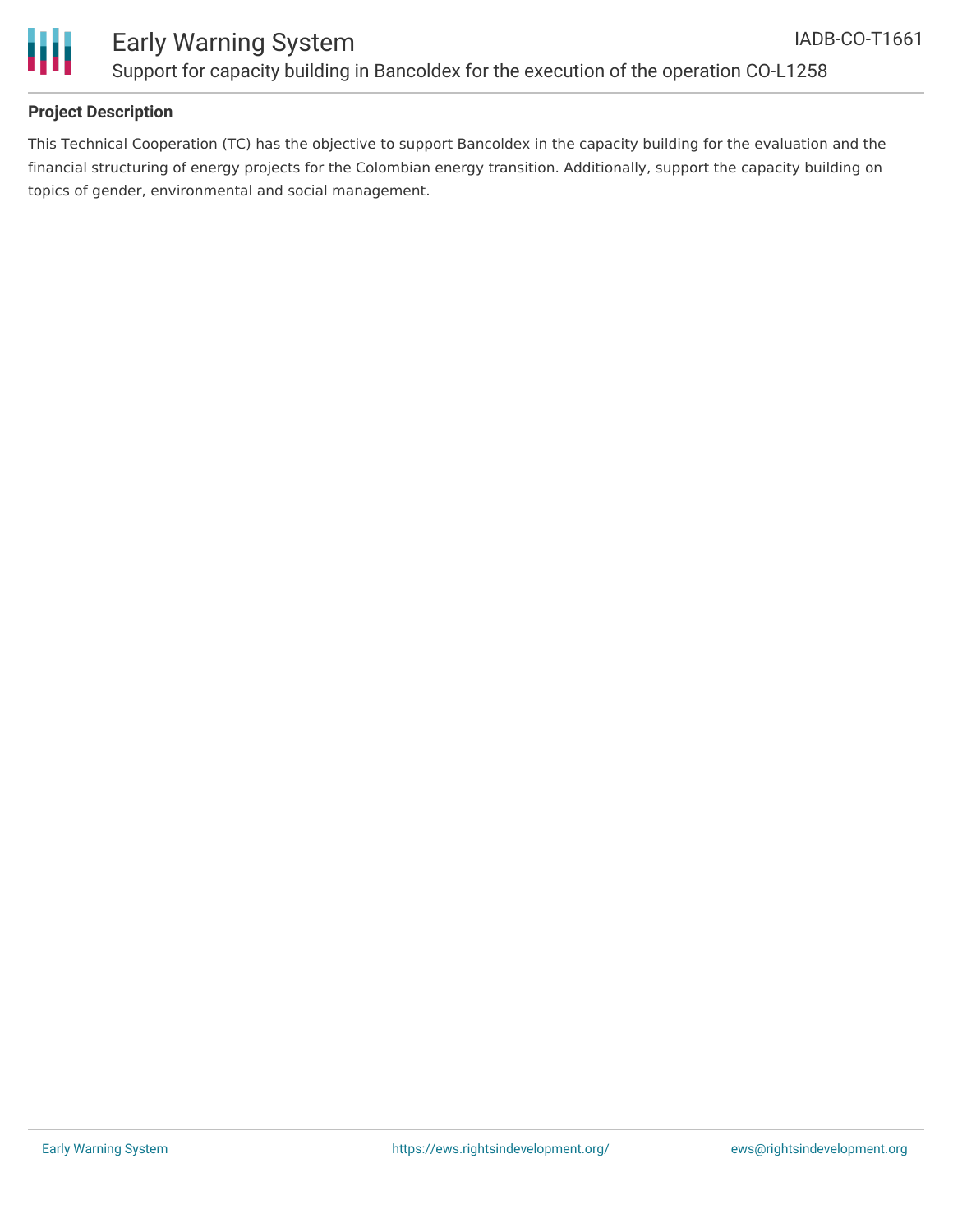## Project Description

This Technical Cooperation (TC) has the objective to support Bancoldex in the capacity building for the evaluation and the financial structuring of energy projects for the Colombian energy transition. Additionally, support the capacity building on topics of gender, environmental and social management.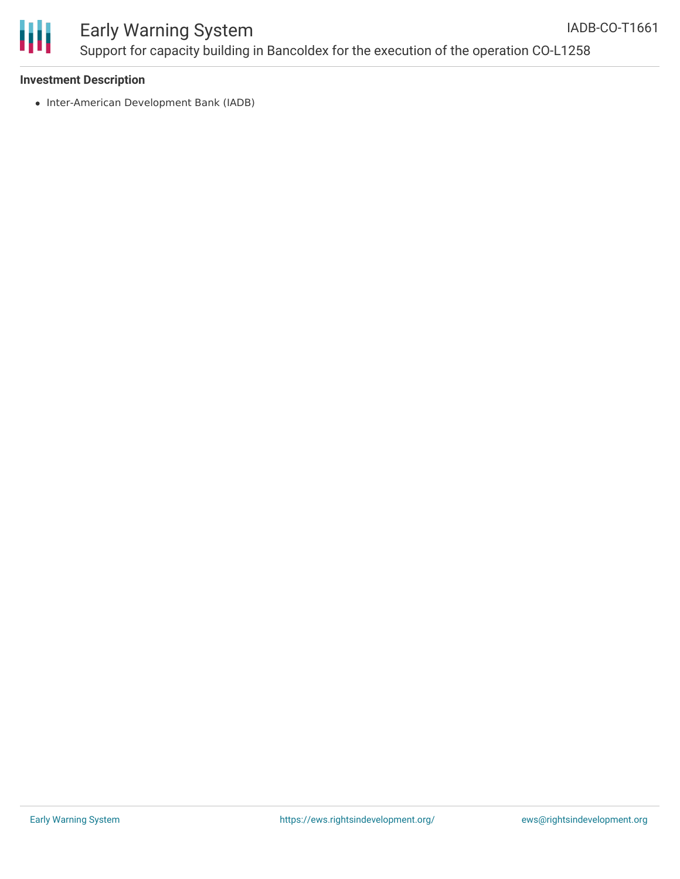### Investment Description

- Inter-American Development Bank (IADB)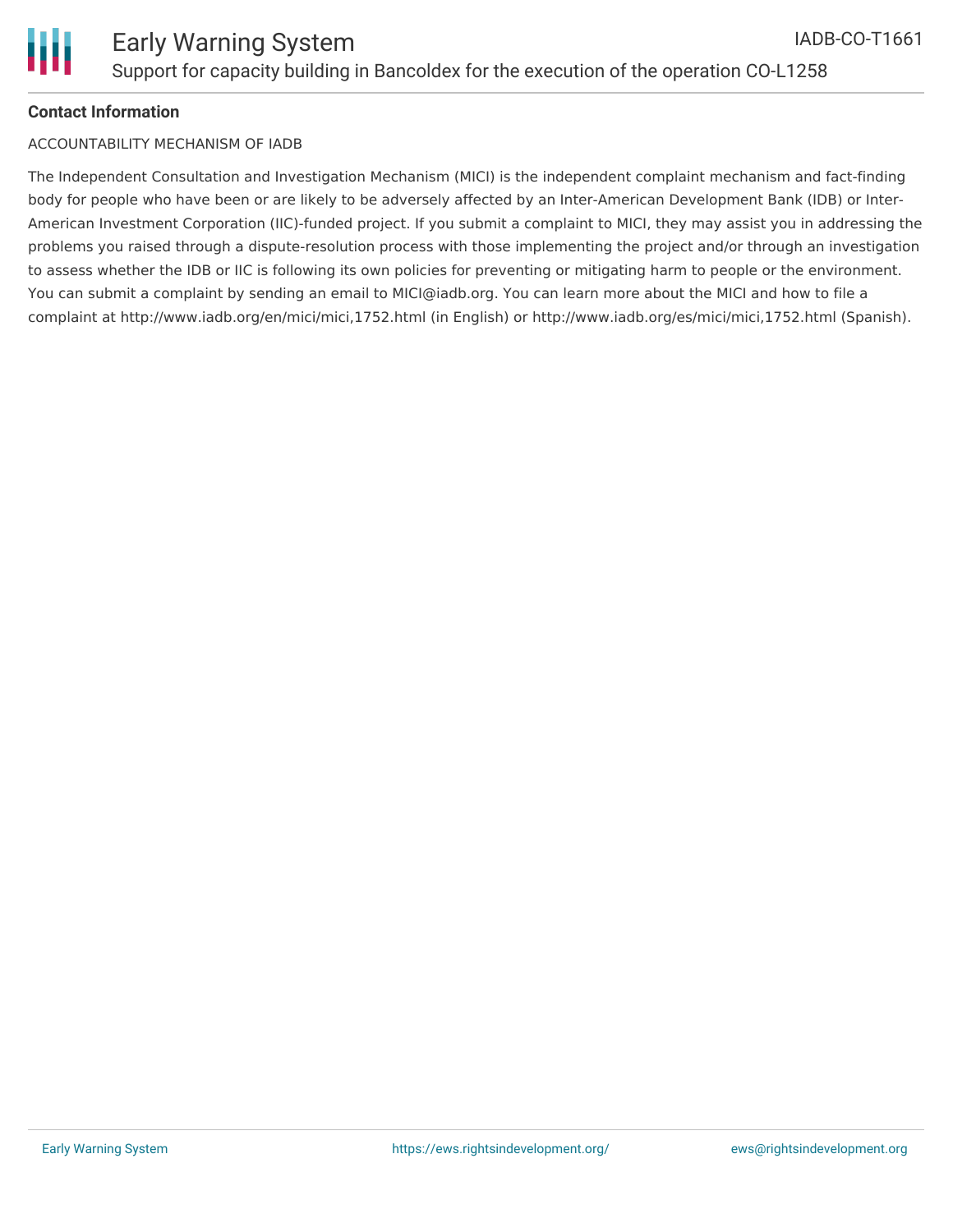**Contact Information**

ACCOUNTABILITY MECHANISM OF IADB

The Independent Consultation and Investigation Mechanism (MICI) is the independent complaint mechanism and fact-finding body for people who have been or are likely to be adversely affected by an Inter-American Development Bank (IDB) or Inter-American Investment Corporation (IIC)-funded project. If you submit a complaint to MICI, they may assist you in addressing the problems you raised through a dispute-resolution process with those implementing the project and/or through an investigation to assess whether the IDB or IIC is following its own policies for preventing or mitigating harm to people or the environment. You can submit a complaint by sending an email to MICI@iadb.org. You can learn more about the MICI and how to file a complaint at http://www.iadb.org/en/mici/mici,1752.html (in English) or http://www.iadb.org/es/mici/mici,1752.html (Spanish).